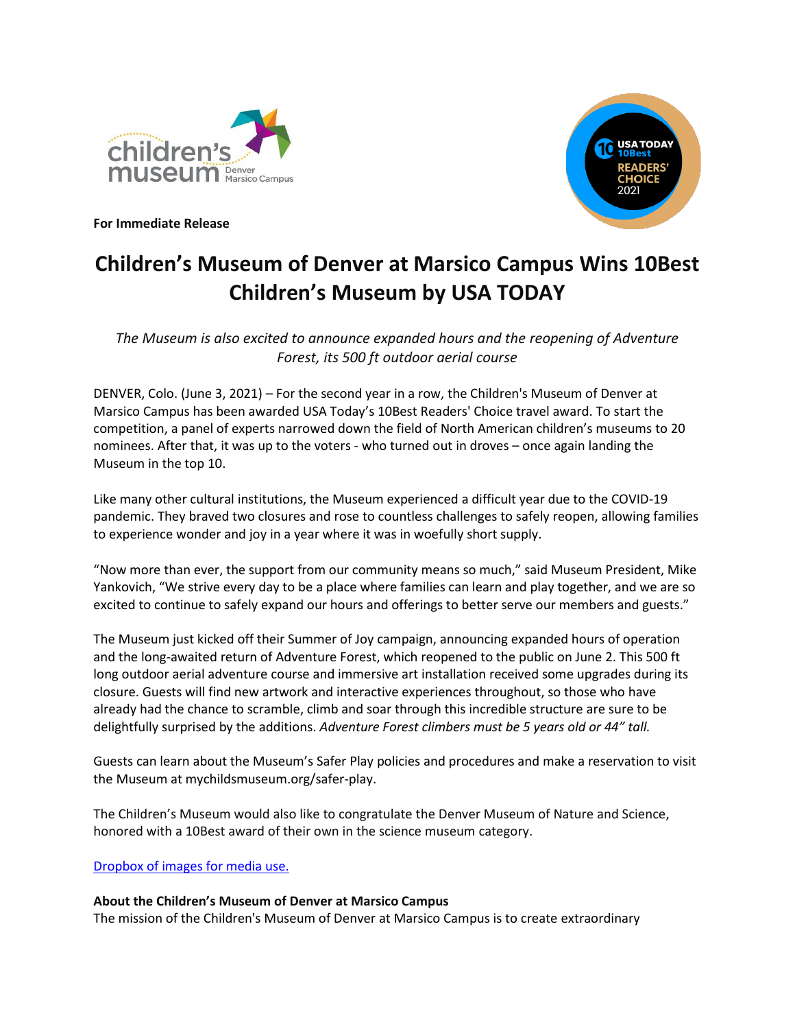**For Immediate Release**

# Children's Museum of Denver at Marsico Campus Wins 10Best Children's Museum by USA TODAY

*The Museum is also excited to announce expanded hours and the reopening of Adventure Forest, its 500 ft outdoor aerial course*

DENVER, Colo. (June 3, 2021) – For the second year in a row, the Children's Museum of Denver at Marsico Campus has been awarded USA Today's 10Best Readers' Choice travel award. To start the competition, a panel of experts narrowed down the field of North American children's museums to 20 nominees. After that, it was up to the voters - who turned out in droves – once again landing the Museum in the top 10.

Like many other cultural institutions, the Museum experienced a difficult year due to the COVID-19 pandemic. They braved two closures and rose to countless challenges to safely reopen, allowing families to experience wonder and joy in a year where it was in woefully short supply.

"Now more than ever, the support from our community means so much," said Museum President, Mike Yankovich, "We strive every day to be a place where families can learn and play together, and we are so excited to continue to safely expand our hours and offerings to better serve our members and guests."

The Museum just kicked off their Summer of Joy campaign, announcing expanded hours of operation and the long-awaited return of Adventure Forest, which reopened to the public on June 2. This 500 ft long outdoor aerial adventure course and immersive art installation received some upgrades during its closure. Guests will find new artwork and interactive experiences throughout, so those who have already had the chance to scramble, climb and soar through this incredible structure are sure to be delightfully surprised by the additions. *Adventure Forest climbers must be 5 years old or 44" tall.*

Guests can learn about the Museum's Safer Play policies and procedures and make a reservation to visit the Museum at mychildsmuseum.org/safer-play.

The Children's Museum would also like to congratulate the Denver Museum of Nature and Science, honored with a 10Best award of their own in the science museum category.

[Dropbox of images for media use.]

**About the Children's Museum of Denver at Marsico Campus**
The mission of the Children's Museum of Denver at Marsico Campus is to create extraordinary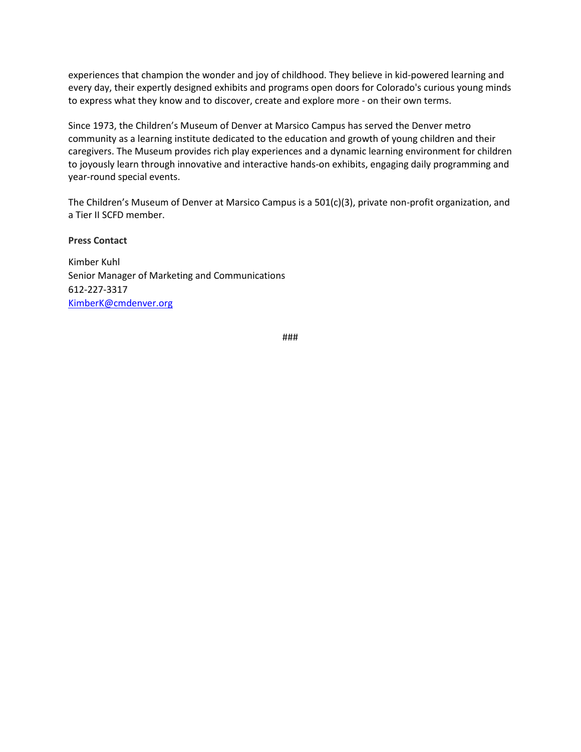experiences that champion the wonder and joy of childhood. They believe in kid-powered learning and every day, their expertly designed exhibits and programs open doors for Colorado's curious young minds to express what they know and to discover, create and explore more - on their own terms.

Since 1973, the Children's Museum of Denver at Marsico Campus has served the Denver metro community as a learning institute dedicated to the education and growth of young children and their caregivers. The Museum provides rich play experiences and a dynamic learning environment for children to joyously learn through innovative and interactive hands-on exhibits, engaging daily programming and year-round special events.

The Children's Museum of Denver at Marsico Campus is a 501(c)(3), private non-profit organization, and a Tier II SCFD member.

**Press Contact**

Kimber Kuhl
Senior Manager of Marketing and Communications
612-227-3317
KimberK@cmdenver.org

###